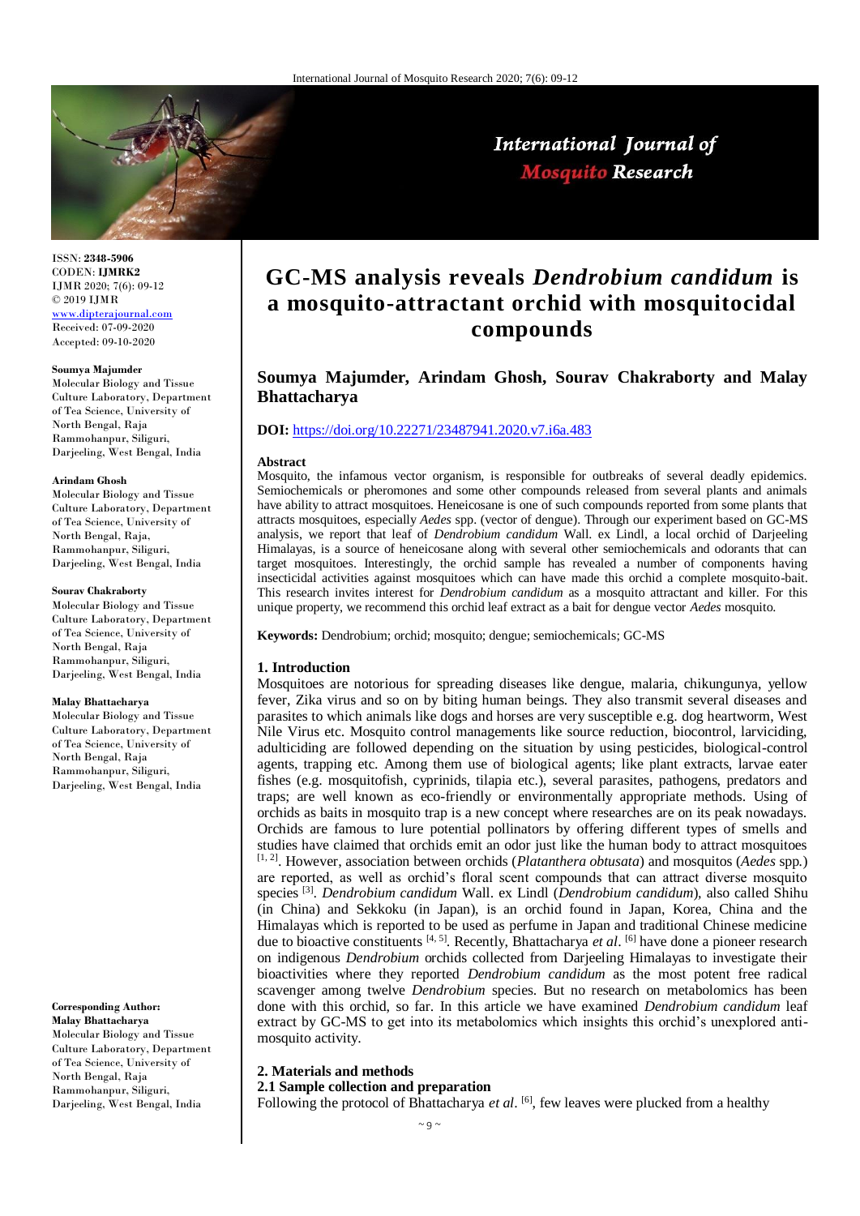ISSN: **2348-5906**
CODEN: **IJMRK2**
IJMR 2020; 7(6): 09-12
© 2019 IJMR
www.dipterajournal.com
Received: 07-09-2020
Accepted: 09-10-2020

**Soumya Majumder**
Molecular Biology and Tissue Culture Laboratory, Department of Tea Science, University of North Bengal, Raja Rammohanpur, Siliguri, Darjeeling, West Bengal, India

**Arindam Ghosh**
Molecular Biology and Tissue Culture Laboratory, Department of Tea Science, University of North Bengal, Raja, Rammohanpur, Siliguri, Darjeeling, West Bengal, India

**Sourav Chakraborty**
Molecular Biology and Tissue Culture Laboratory, Department of Tea Science, University of North Bengal, Raja Rammohanpur, Siliguri, Darjeeling, West Bengal, India

**Malay Bhattacharya**
Molecular Biology and Tissue Culture Laboratory, Department of Tea Science, University of North Bengal, Raja Rammohanpur, Siliguri, Darjeeling, West Bengal, India

**Corresponding Author:**
**Malay Bhattacharya**
Molecular Biology and Tissue Culture Laboratory, Department of Tea Science, University of North Bengal, Raja Rammohanpur, Siliguri, Darjeeling, West Bengal, India

# GC-MS analysis reveals *Dendrobium candidum* is a mosquito-attractant orchid with mosquitocidal compounds

**Soumya Majumder, Arindam Ghosh, Sourav Chakraborty and Malay Bhattacharya**

**DOI:** https://doi.org/10.22271/23487941.2020.v7.i6a.483

**Abstract**

Mosquito, the infamous vector organism, is responsible for outbreaks of several deadly epidemics. Semiochemicals or pheromones and some other compounds released from several plants and animals have ability to attract mosquitoes. Heneicosane is one of such compounds reported from some plants that attracts mosquitoes, especially *Aedes* spp. (vector of dengue). Through our experiment based on GC-MS analysis, we report that leaf of *Dendrobium candidum* Wall. ex Lindl, a local orchid of Darjeeling Himalayas, is a source of heneicosane along with several other semiochemicals and odorants that can target mosquitoes. Interestingly, the orchid sample has revealed a number of components having insecticidal activities against mosquitoes which can have made this orchid a complete mosquito-bait. This research invites interest for *Dendrobium candidum* as a mosquito attractant and killer. For this unique property, we recommend this orchid leaf extract as a bait for dengue vector *Aedes* mosquito.

**Keywords:** Dendrobium; orchid; mosquito; dengue; semiochemicals; GC-MS

## 1. Introduction

Mosquitoes are notorious for spreading diseases like dengue, malaria, chikungunya, yellow fever, Zika virus and so on by biting human beings. They also transmit several diseases and parasites to which animals like dogs and horses are very susceptible e.g. dog heartworm, West Nile Virus etc. Mosquito control managements like source reduction, biocontrol, larviciding, adulticiding are followed depending on the situation by using pesticides, biological-control agents, trapping etc. Among them use of biological agents; like plant extracts, larvae eater fishes (e.g. mosquitofish, cyprinids, tilapia etc.), several parasites, pathogens, predators and traps; are well known as eco-friendly or environmentally appropriate methods. Using of orchids as baits in mosquito trap is a new concept where researches are on its peak nowadays. Orchids are famous to lure potential pollinators by offering different types of smells and studies have claimed that orchids emit an odor just like the human body to attract mosquitoes [1, 2]. However, association between orchids (*Platanthera obtusata*) and mosquitos (*Aedes* spp.) are reported, as well as orchid's floral scent compounds that can attract diverse mosquito species [3]. *Dendrobium candidum* Wall. ex Lindl (*Dendrobium candidum*), also called Shihu (in China) and Sekkoku (in Japan), is an orchid found in Japan, Korea, China and the Himalayas which is reported to be used as perfume in Japan and traditional Chinese medicine due to bioactive constituents [4, 5]. Recently, Bhattacharya *et al*. [6] have done a pioneer research on indigenous *Dendrobium* orchids collected from Darjeeling Himalayas to investigate their bioactivities where they reported *Dendrobium candidum* as the most potent free radical scavenger among twelve *Dendrobium* species. But no research on metabolomics has been done with this orchid, so far. In this article we have examined *Dendrobium candidum* leaf extract by GC-MS to get into its metabolomics which insights this orchid's unexplored anti-mosquito activity.

## 2. Materials and methods

### 2.1 Sample collection and preparation

Following the protocol of Bhattacharya *et al*. [6], few leaves were plucked from a healthy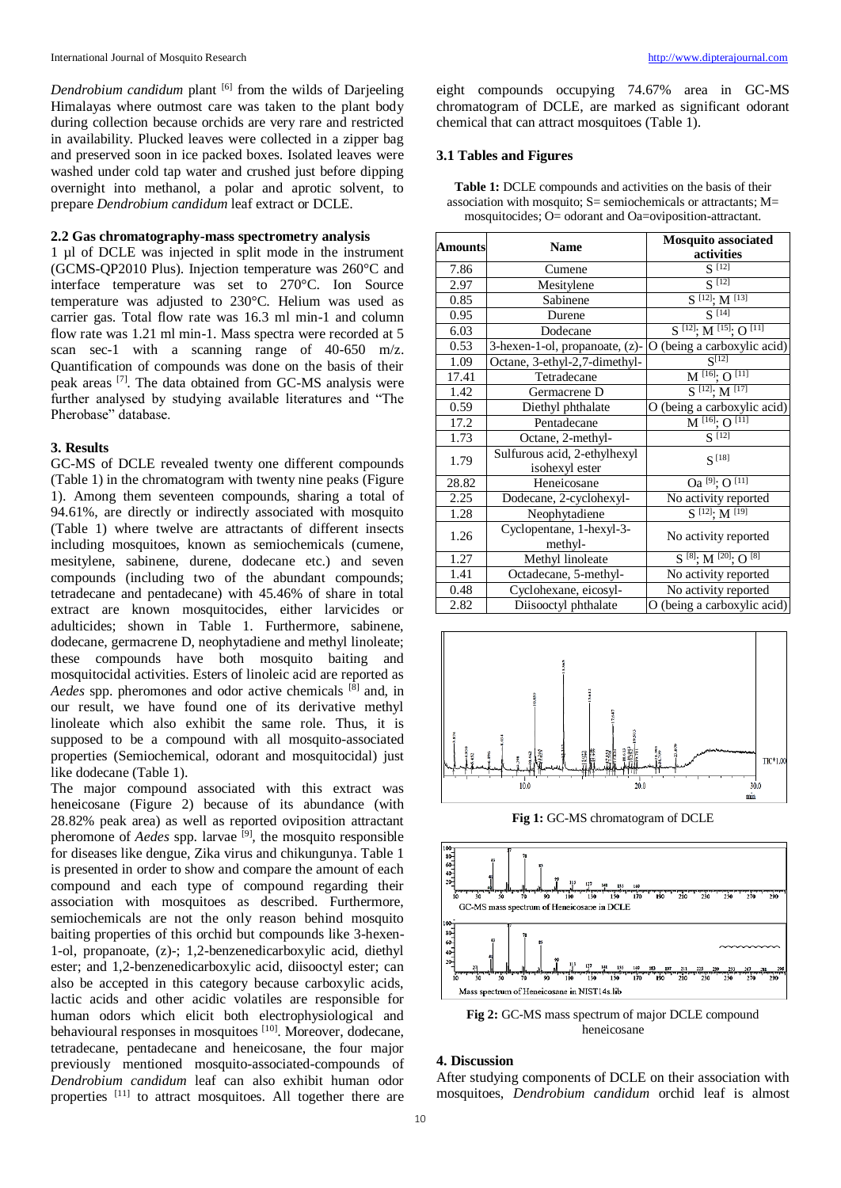*Dendrobium candidum* plant [6] from the wilds of Darjeeling Himalayas where outmost care was taken to the plant body during collection because orchids are very rare and restricted in availability. Plucked leaves were collected in a zipper bag and preserved soon in ice packed boxes. Isolated leaves were washed under cold tap water and crushed just before dipping overnight into methanol, a polar and aprotic solvent, to prepare *Dendrobium candidum* leaf extract or DCLE.

### 2.2 Gas chromatography-mass spectrometry analysis

1 µl of DCLE was injected in split mode in the instrument (GCMS-QP2010 Plus). Injection temperature was 260°C and interface temperature was set to 270°C. Ion Source temperature was adjusted to 230°C. Helium was used as carrier gas. Total flow rate was 16.3 ml min-1 and column flow rate was 1.21 ml min-1. Mass spectra were recorded at 5 scan sec-1 with a scanning range of 40-650 m/z. Quantification of compounds was done on the basis of their peak areas [7]. The data obtained from GC-MS analysis were further analysed by studying available literatures and "The Pherobase" database.

## 3. Results

GC-MS of DCLE revealed twenty one different compounds (Table 1) in the chromatogram with twenty nine peaks (Figure 1). Among them seventeen compounds, sharing a total of 94.61%, are directly or indirectly associated with mosquito (Table 1) where twelve are attractants of different insects including mosquitoes, known as semiochemicals (cumene, mesitylene, sabinene, durene, dodecane etc.) and seven compounds (including two of the abundant compounds; tetradecane and pentadecane) with 45.46% of share in total extract are known mosquitocides, either larvicides or adulticides; shown in Table 1. Furthermore, sabinene, dodecane, germacrene D, neophytadiene and methyl linoleate; these compounds have both mosquito baiting and mosquitocidal activities. Esters of linoleic acid are reported as *Aedes* spp. pheromones and odor active chemicals [8] and, in our result, we have found one of its derivative methyl linoleate which also exhibit the same role. Thus, it is supposed to be a compound with all mosquito-associated properties (Semiochemical, odorant and mosquitocidal) just like dodecane (Table 1).

The major compound associated with this extract was heneicosane (Figure 2) because of its abundance (with 28.82% peak area) as well as reported oviposition attractant pheromone of *Aedes* spp. larvae [9], the mosquito responsible for diseases like dengue, Zika virus and chikungunya. Table 1 is presented in order to show and compare the amount of each compound and each type of compound regarding their association with mosquitoes as described. Furthermore, semiochemicals are not the only reason behind mosquito baiting properties of this orchid but compounds like 3-hexen-1-ol, propanoate, (z)-; 1,2-benzenedicarboxylic acid, diethyl ester; and 1,2-benzenedicarboxylic acid, diisooctyl ester; can also be accepted in this category because carboxylic acids, lactic acids and other acidic volatiles are responsible for human odors which elicit both electrophysiological and behavioural responses in mosquitoes [10]. Moreover, dodecane, tetradecane, pentadecane and heneicosane, the four major previously mentioned mosquito-associated-compounds of *Dendrobium candidum* leaf can also exhibit human odor properties [11] to attract mosquitoes. All together there are eight compounds occupying 74.67% area in GC-MS chromatogram of DCLE, are marked as significant odorant chemical that can attract mosquitoes (Table 1).

### 3.1 Tables and Figures

**Table 1:** DCLE compounds and activities on the basis of their association with mosquito; S= semiochemicals or attractants; M= mosquitocides; O= odorant and Oa=oviposition-attractant.

| Amounts | Name | Mosquito associated activities |
|---|---|---|
| 7.86 | Cumene | S [12] |
| 2.97 | Mesitylene | S [12] |
| 0.85 | Sabinene | S [12]; M [13] |
| 0.95 | Durene | S [14] |
| 6.03 | Dodecane | S [12]; M [15]; O [11] |
| 0.53 | 3-hexen-1-ol, propanoate, (z)- | O (being a carboxylic acid) |
| 1.09 | Octane, 3-ethyl-2,7-dimethyl- | S[12] |
| 17.41 | Tetradecane | M [16]; O [11] |
| 1.42 | Germacrene D | S [12]; M [17] |
| 0.59 | Diethyl phthalate | O (being a carboxylic acid) |
| 17.2 | Pentadecane | M [16]; O [11] |
| 1.73 | Octane, 2-methyl- | S [12] |
| 1.79 | Sulfurous acid, 2-ethylhexyl isohexyl ester | S [18] |
| 28.82 | Heneicosane | Oa [9]; O [11] |
| 2.25 | Dodecane, 2-cyclohexyl- | No activity reported |
| 1.28 | Neophytadiene | S [12]; M [19] |
| 1.26 | Cyclopentane, 1-hexyl-3-methyl- | No activity reported |
| 1.27 | Methyl linoleate | S [8]; M [20]; O [8] |
| 1.41 | Octadecane, 5-methyl- | No activity reported |
| 0.48 | Cyclohexane, eicosyl- | No activity reported |
| 2.82 | Diisooctyl phthalate | O (being a carboxylic acid) |

**Fig 1:** GC-MS chromatogram of DCLE

**Fig 2:** GC-MS mass spectrum of major DCLE compound heneicosane

## 4. Discussion

After studying components of DCLE on their association with mosquitoes, *Dendrobium candidum* orchid leaf is almost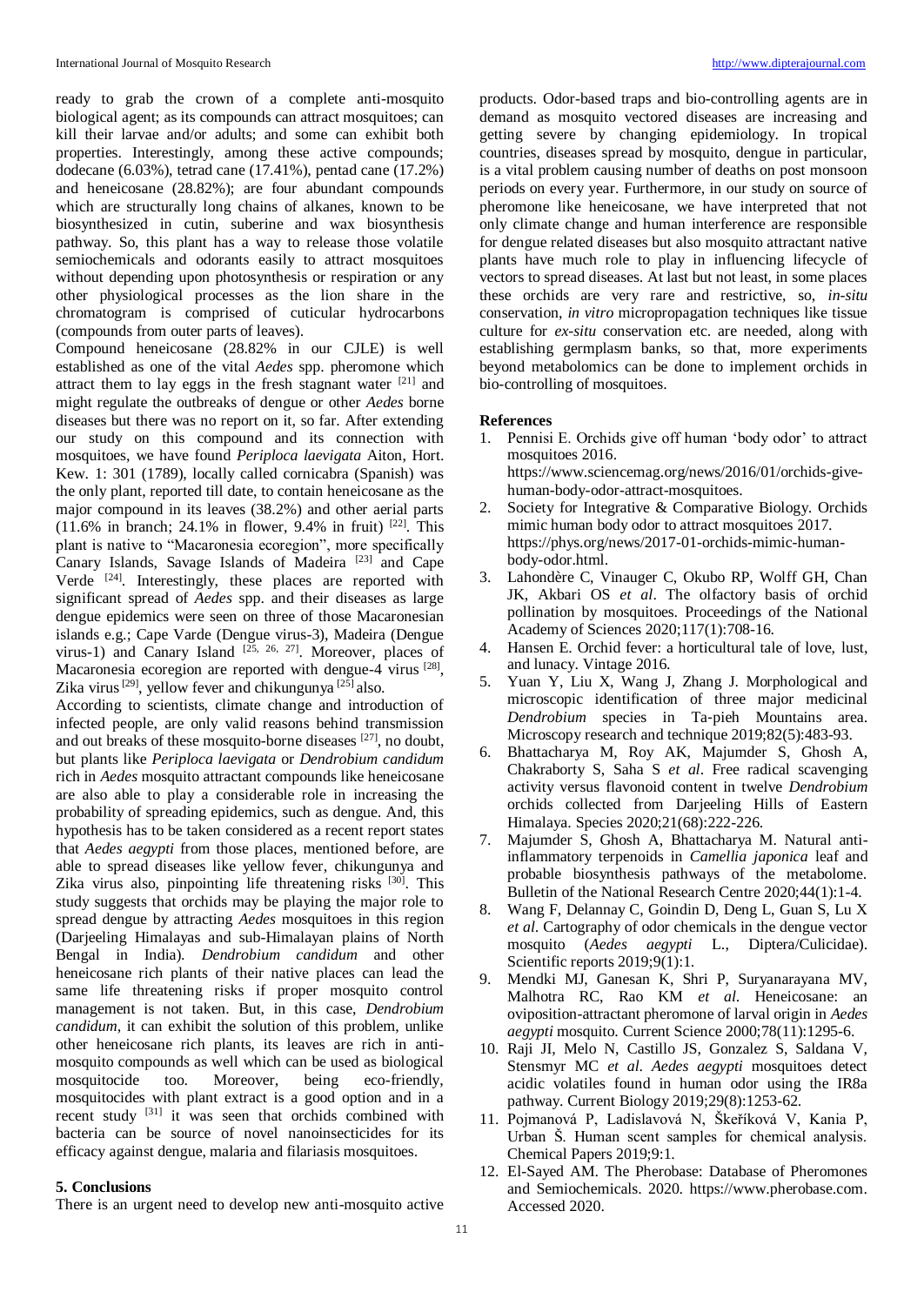ready to grab the crown of a complete anti-mosquito biological agent; as its compounds can attract mosquitoes; can kill their larvae and/or adults; and some can exhibit both properties. Interestingly, among these active compounds; dodecane (6.03%), tetrad cane (17.41%), pentad cane (17.2%) and heneicosane (28.82%); are four abundant compounds which are structurally long chains of alkanes, known to be biosynthesized in cutin, suberine and wax biosynthesis pathway. So, this plant has a way to release those volatile semiochemicals and odorants easily to attract mosquitoes without depending upon photosynthesis or respiration or any other physiological processes as the lion share in the chromatogram is comprised of cuticular hydrocarbons (compounds from outer parts of leaves).

Compound heneicosane (28.82% in our CJLE) is well established as one of the vital *Aedes* spp. pheromone which attract them to lay eggs in the fresh stagnant water [21] and might regulate the outbreaks of dengue or other *Aedes* borne diseases but there was no report on it, so far. After extending our study on this compound and its connection with mosquitoes, we have found *Periploca laevigata* Aiton, Hort. Kew. 1: 301 (1789), locally called cornicabra (Spanish) was the only plant, reported till date, to contain heneicosane as the major compound in its leaves (38.2%) and other aerial parts (11.6% in branch; 24.1% in flower, 9.4% in fruit) [22]. This plant is native to "Macaronesia ecoregion", more specifically Canary Islands, Savage Islands of Madeira [23] and Cape Verde [24]. Interestingly, these places are reported with significant spread of *Aedes* spp. and their diseases as large dengue epidemics were seen on three of those Macaronesian islands e.g.; Cape Varde (Dengue virus-3), Madeira (Dengue virus-1) and Canary Island [25, 26, 27]. Moreover, places of Macaronesia ecoregion are reported with dengue-4 virus [28], Zika virus [29], yellow fever and chikungunya [25] also.

According to scientists, climate change and introduction of infected people, are only valid reasons behind transmission and out breaks of these mosquito-borne diseases [27], no doubt, but plants like *Periploca laevigata* or *Dendrobium candidum* rich in *Aedes* mosquito attractant compounds like heneicosane are also able to play a considerable role in increasing the probability of spreading epidemics, such as dengue. And, this hypothesis has to be taken considered as a recent report states that *Aedes aegypti* from those places, mentioned before, are able to spread diseases like yellow fever, chikungunya and Zika virus also, pinpointing life threatening risks [30]. This study suggests that orchids may be playing the major role to spread dengue by attracting *Aedes* mosquitoes in this region (Darjeeling Himalayas and sub-Himalayan plains of North Bengal in India). *Dendrobium candidum* and other heneicosane rich plants of their native places can lead the same life threatening risks if proper mosquito control management is not taken. But, in this case, *Dendrobium candidum*, it can exhibit the solution of this problem, unlike other heneicosane rich plants, its leaves are rich in anti-mosquito compounds as well which can be used as biological mosquitocide too. Moreover, being eco-friendly, mosquitocides with plant extract is a good option and in a recent study [31] it was seen that orchids combined with bacteria can be source of novel nanoinsecticides for its efficacy against dengue, malaria and filariasis mosquitoes.

## 5. Conclusions

There is an urgent need to develop new anti-mosquito active products. Odor-based traps and bio-controlling agents are in demand as mosquito vectored diseases are increasing and getting severe by changing epidemiology. In tropical countries, diseases spread by mosquito, dengue in particular, is a vital problem causing number of deaths on post monsoon periods on every year. Furthermore, in our study on source of pheromone like heneicosane, we have interpreted that not only climate change and human interference are responsible for dengue related diseases but also mosquito attractant native plants have much role to play in influencing lifecycle of vectors to spread diseases. At last but not least, in some places these orchids are very rare and restrictive, so, *in-situ* conservation, *in vitro* micropropagation techniques like tissue culture for *ex-situ* conservation etc. are needed, along with establishing germplasm banks, so that, more experiments beyond metabolomics can be done to implement orchids in bio-controlling of mosquitoes.

## References

1. Pennisi E. Orchids give off human 'body odor' to attract mosquitoes 2016. https://www.sciencemag.org/news/2016/01/orchids-give-human-body-odor-attract-mosquitoes.
2. Society for Integrative & Comparative Biology. Orchids mimic human body odor to attract mosquitoes 2017. https://phys.org/news/2017-01-orchids-mimic-human-body-odor.html.
3. Lahondère C, Vinauger C, Okubo RP, Wolff GH, Chan JK, Akbari OS *et al*. The olfactory basis of orchid pollination by mosquitoes. Proceedings of the National Academy of Sciences 2020;117(1):708-16.
4. Hansen E. Orchid fever: a horticultural tale of love, lust, and lunacy. Vintage 2016.
5. Yuan Y, Liu X, Wang J, Zhang J. Morphological and microscopic identification of three major medicinal *Dendrobium* species in Ta‐pieh Mountains area. Microscopy research and technique 2019;82(5):483-93.
6. Bhattacharya M, Roy AK, Majumder S, Ghosh A, Chakraborty S, Saha S *et al*. Free radical scavenging activity versus flavonoid content in twelve *Dendrobium* orchids collected from Darjeeling Hills of Eastern Himalaya. Species 2020;21(68):222-226.
7. Majumder S, Ghosh A, Bhattacharya M. Natural anti-inflammatory terpenoids in *Camellia japonica* leaf and probable biosynthesis pathways of the metabolome. Bulletin of the National Research Centre 2020;44(1):1-4.
8. Wang F, Delannay C, Goindin D, Deng L, Guan S, Lu X *et al*. Cartography of odor chemicals in the dengue vector mosquito (*Aedes aegypti* L., Diptera/Culicidae). Scientific reports 2019;9(1):1.
9. Mendki MJ, Ganesan K, Shri P, Suryanarayana MV, Malhotra RC, Rao KM *et al*. Heneicosane: an oviposition-attractant pheromone of larval origin in *Aedes aegypti* mosquito. Current Science 2000;78(11):1295-6.
10. Raji JI, Melo N, Castillo JS, Gonzalez S, Saldana V, Stensmyr MC *et al*. *Aedes aegypti* mosquitoes detect acidic volatiles found in human odor using the IR8a pathway. Current Biology 2019;29(8):1253-62.
11. Pojmanová P, Ladislavová N, Škeříková V, Kania P, Urban Š. Human scent samples for chemical analysis. Chemical Papers 2019;9:1.
12. El-Sayed AM. The Pherobase: Database of Pheromones and Semiochemicals. 2020. https://www.pherobase.com. Accessed 2020.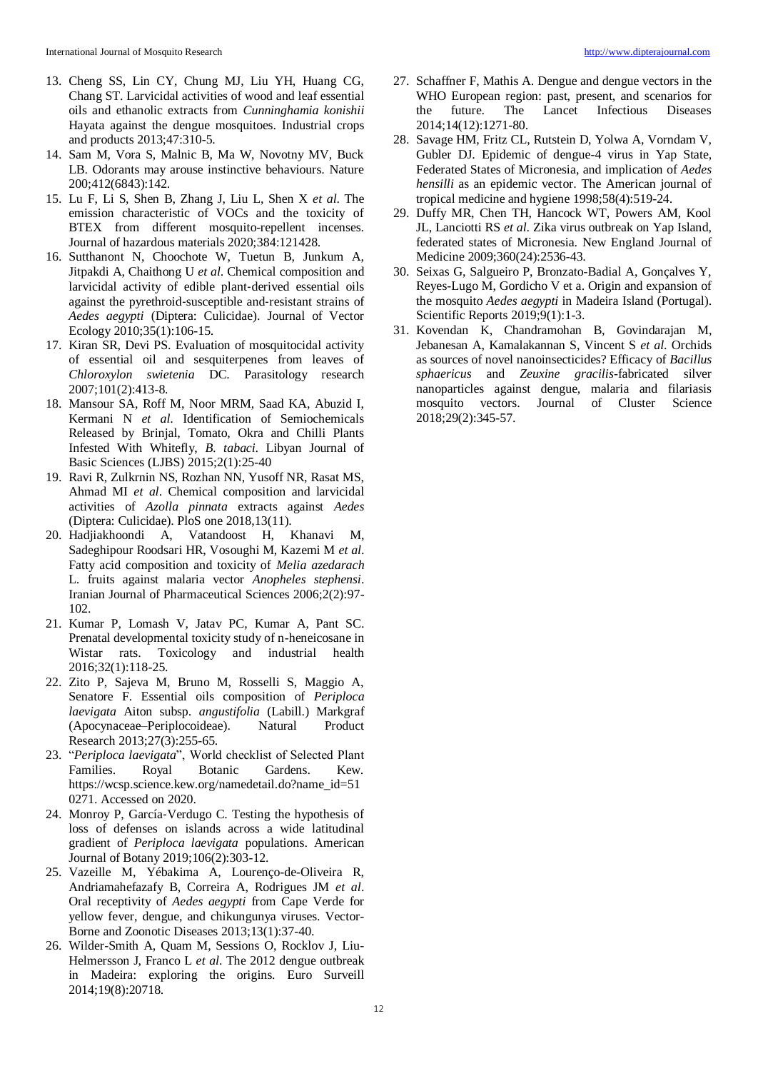13. Cheng SS, Lin CY, Chung MJ, Liu YH, Huang CG, Chang ST. Larvicidal activities of wood and leaf essential oils and ethanolic extracts from *Cunninghamia konishii* Hayata against the dengue mosquitoes. Industrial crops and products 2013;47:310-5.
14. Sam M, Vora S, Malnic B, Ma W, Novotny MV, Buck LB. Odorants may arouse instinctive behaviours. Nature 200;412(6843):142.
15. Lu F, Li S, Shen B, Zhang J, Liu L, Shen X *et al*. The emission characteristic of VOCs and the toxicity of BTEX from different mosquito-repellent incenses. Journal of hazardous materials 2020;384:121428.
16. Sutthanont N, Choochote W, Tuetun B, Junkum A, Jitpakdi A, Chaithong U *et al*. Chemical composition and larvicidal activity of edible plant-derived essential oils against the pyrethroid-susceptible and-resistant strains of *Aedes aegypti* (Diptera: Culicidae). Journal of Vector Ecology 2010;35(1):106-15.
17. Kiran SR, Devi PS. Evaluation of mosquitocidal activity of essential oil and sesquiterpenes from leaves of *Chloroxylon swietenia* DC. Parasitology research 2007;101(2):413-8.
18. Mansour SA, Roff M, Noor MRM, Saad KA, Abuzid I, Kermani N *et al*. Identification of Semiochemicals Released by Brinjal, Tomato, Okra and Chilli Plants Infested With Whitefly, *B. tabaci*. Libyan Journal of Basic Sciences (LJBS) 2015;2(1):25-40
19. Ravi R, Zulkrnin NS, Rozhan NN, Yusoff NR, Rasat MS, Ahmad MI *et al*. Chemical composition and larvicidal activities of *Azolla pinnata* extracts against *Aedes* (Diptera: Culicidae). PloS one 2018,13(11).
20. Hadjiakhoondi A, Vatandoost H, Khanavi M, Sadeghipour Roodsari HR, Vosoughi M, Kazemi M *et al*. Fatty acid composition and toxicity of *Melia azedarach* L. fruits against malaria vector *Anopheles stephensi*. Iranian Journal of Pharmaceutical Sciences 2006;2(2):97-102.
21. Kumar P, Lomash V, Jatav PC, Kumar A, Pant SC. Prenatal developmental toxicity study of n-heneicosane in Wistar rats. Toxicology and industrial health 2016;32(1):118-25.
22. Zito P, Sajeva M, Bruno M, Rosselli S, Maggio A, Senatore F. Essential oils composition of *Periploca laevigata* Aiton subsp. *angustifolia* (Labill.) Markgraf (Apocynaceae–Periplocoideae). Natural Product Research 2013;27(3):255-65.
23. "*Periploca laevigata*", World checklist of Selected Plant Families. Royal Botanic Gardens. Kew. https://wcsp.science.kew.org/namedetail.do?name_id=510271. Accessed on 2020.
24. Monroy P, García‐Verdugo C. Testing the hypothesis of loss of defenses on islands across a wide latitudinal gradient of *Periploca laevigata* populations. American Journal of Botany 2019;106(2):303-12.
25. Vazeille M, Yébakima A, Lourenço-de-Oliveira R, Andriamahefazafy B, Correira A, Rodrigues JM *et al*. Oral receptivity of *Aedes aegypti* from Cape Verde for yellow fever, dengue, and chikungunya viruses. Vector-Borne and Zoonotic Diseases 2013;13(1):37-40.
26. Wilder-Smith A, Quam M, Sessions O, Rocklov J, Liu-Helmersson J, Franco L *et al*. The 2012 dengue outbreak in Madeira: exploring the origins. Euro Surveill 2014;19(8):20718.
27. Schaffner F, Mathis A. Dengue and dengue vectors in the WHO European region: past, present, and scenarios for the future. The Lancet Infectious Diseases 2014;14(12):1271-80.
28. Savage HM, Fritz CL, Rutstein D, Yolwa A, Vorndam V, Gubler DJ. Epidemic of dengue-4 virus in Yap State, Federated States of Micronesia, and implication of *Aedes hensilli* as an epidemic vector. The American journal of tropical medicine and hygiene 1998;58(4):519-24.
29. Duffy MR, Chen TH, Hancock WT, Powers AM, Kool JL, Lanciotti RS *et al*. Zika virus outbreak on Yap Island, federated states of Micronesia. New England Journal of Medicine 2009;360(24):2536-43.
30. Seixas G, Salgueiro P, Bronzato-Badial A, Gonçalves Y, Reyes-Lugo M, Gordicho V et a. Origin and expansion of the mosquito *Aedes aegypti* in Madeira Island (Portugal). Scientific Reports 2019;9(1):1-3.
31. Kovendan K, Chandramohan B, Govindarajan M, Jebanesan A, Kamalakannan S, Vincent S *et al*. Orchids as sources of novel nanoinsecticides? Efficacy of *Bacillus sphaericus* and *Zeuxine gracilis*-fabricated silver nanoparticles against dengue, malaria and filariasis mosquito vectors. Journal of Cluster Science 2018;29(2):345-57.